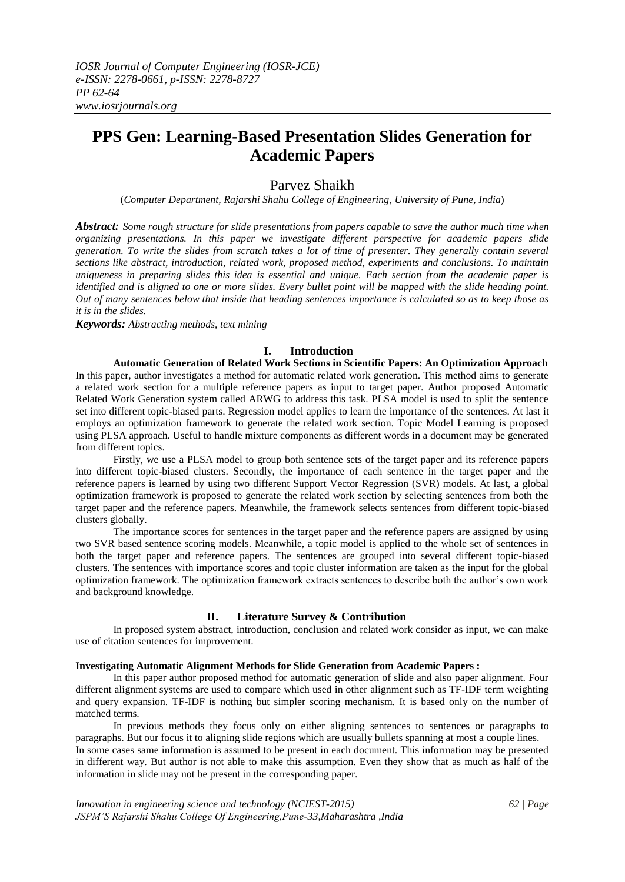# PPS Gen: Learning-Based Presentation Slides Generation for Academic Papers

Parvez Shaikh

(*Computer Department, Rajarshi Shahu College of Engineering, University of Pune, India*)

***Abstract:*** *Some rough structure for slide presentations from papers capable to save the author much time when organizing presentations. In this paper we investigate different perspective for academic papers slide generation. To write the slides from scratch takes a lot of time of presenter. They generally contain several sections like abstract, introduction, related work, proposed method, experiments and conclusions. To maintain uniqueness in preparing slides this idea is essential and unique. Each section from the academic paper is identified and is aligned to one or more slides. Every bullet point will be mapped with the slide heading point. Out of many sentences below that inside that heading sentences importance is calculated so as to keep those as it is in the slides.*

***Keywords:*** *Abstracting methods, text mining*

## I. Introduction

**Automatic Generation of Related Work Sections in Scientific Papers: An Optimization Approach**

In this paper, author investigates a method for automatic related work generation. This method aims to generate a related work section for a multiple reference papers as input to target paper. Author proposed Automatic Related Work Generation system called ARWG to address this task. PLSA model is used to split the sentence set into different topic-biased parts. Regression model applies to learn the importance of the sentences. At last it employs an optimization framework to generate the related work section. Topic Model Learning is proposed using PLSA approach. Useful to handle mixture components as different words in a document may be generated from different topics.

Firstly, we use a PLSA model to group both sentence sets of the target paper and its reference papers into different topic-biased clusters. Secondly, the importance of each sentence in the target paper and the reference papers is learned by using two different Support Vector Regression (SVR) models. At last, a global optimization framework is proposed to generate the related work section by selecting sentences from both the target paper and the reference papers. Meanwhile, the framework selects sentences from different topic-biased clusters globally.

The importance scores for sentences in the target paper and the reference papers are assigned by using two SVR based sentence scoring models. Meanwhile, a topic model is applied to the whole set of sentences in both the target paper and reference papers. The sentences are grouped into several different topic-biased clusters. The sentences with importance scores and topic cluster information are taken as the input for the global optimization framework. The optimization framework extracts sentences to describe both the author's own work and background knowledge.

## II. Literature Survey & Contribution

In proposed system abstract, introduction, conclusion and related work consider as input, we can make use of citation sentences for improvement.

**Investigating Automatic Alignment Methods for Slide Generation from Academic Papers :**

In this paper author proposed method for automatic generation of slide and also paper alignment. Four different alignment systems are used to compare which used in other alignment such as TF-IDF term weighting and query expansion. TF-IDF is nothing but simpler scoring mechanism. It is based only on the number of matched terms.

In previous methods they focus only on either aligning sentences to sentences or paragraphs to paragraphs. But our focus it to aligning slide regions which are usually bullets spanning at most a couple lines. In some cases same information is assumed to be present in each document. This information may be presented in different way. But author is not able to make this assumption. Even they show that as much as half of the information in slide may not be present in the corresponding paper.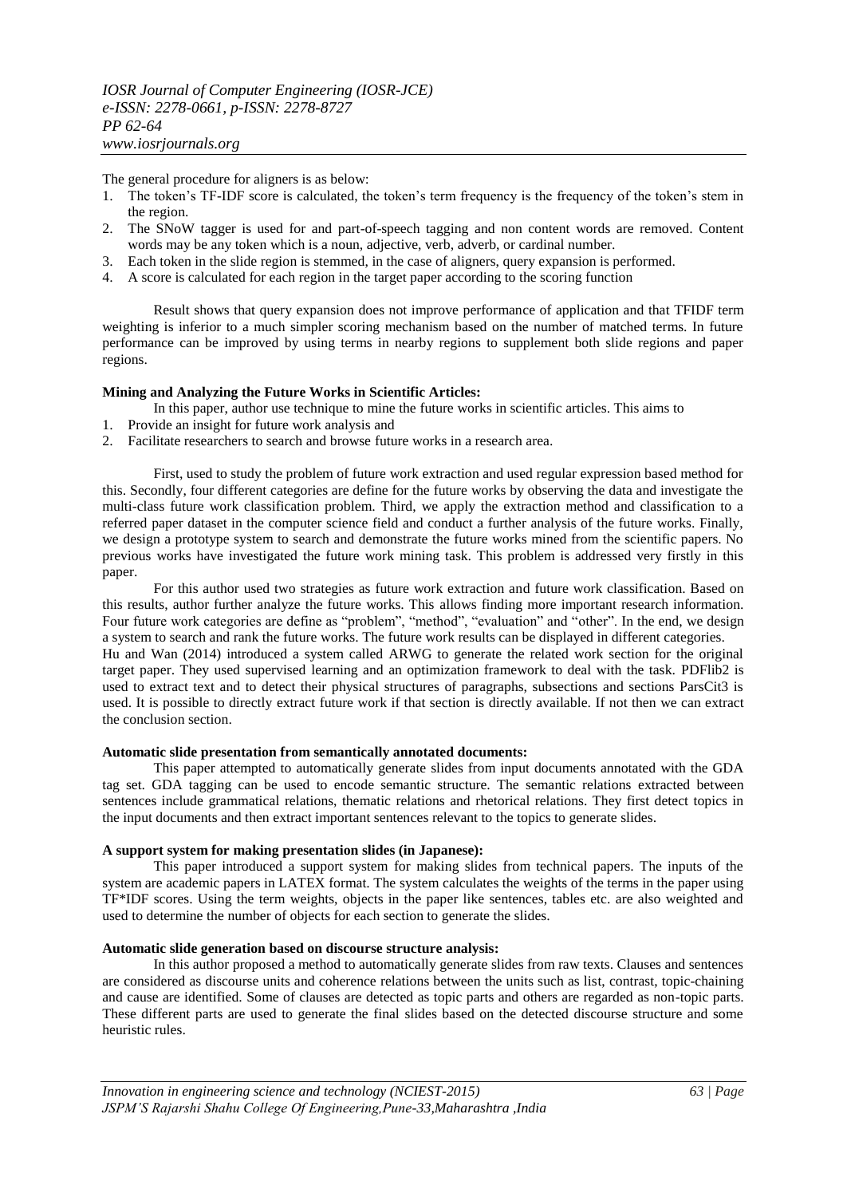The general procedure for aligners is as below:

1. The token's TF-IDF score is calculated, the token's term frequency is the frequency of the token's stem in the region.
2. The SNoW tagger is used for and part-of-speech tagging and non content words are removed. Content words may be any token which is a noun, adjective, verb, adverb, or cardinal number.
3. Each token in the slide region is stemmed, in the case of aligners, query expansion is performed.
4. A score is calculated for each region in the target paper according to the scoring function

Result shows that query expansion does not improve performance of application and that TFIDF term weighting is inferior to a much simpler scoring mechanism based on the number of matched terms. In future performance can be improved by using terms in nearby regions to supplement both slide regions and paper regions.

**Mining and Analyzing the Future Works in Scientific Articles:**

In this paper, author use technique to mine the future works in scientific articles. This aims to

1. Provide an insight for future work analysis and
2. Facilitate researchers to search and browse future works in a research area.

First, used to study the problem of future work extraction and used regular expression based method for this. Secondly, four different categories are define for the future works by observing the data and investigate the multi-class future work classification problem. Third, we apply the extraction method and classification to a referred paper dataset in the computer science field and conduct a further analysis of the future works. Finally, we design a prototype system to search and demonstrate the future works mined from the scientific papers. No previous works have investigated the future work mining task. This problem is addressed very firstly in this paper.

For this author used two strategies as future work extraction and future work classification. Based on this results, author further analyze the future works. This allows finding more important research information. Four future work categories are define as "problem", "method", "evaluation" and "other". In the end, we design a system to search and rank the future works. The future work results can be displayed in different categories.

Hu and Wan (2014) introduced a system called ARWG to generate the related work section for the original target paper. They used supervised learning and an optimization framework to deal with the task. PDFlib2 is used to extract text and to detect their physical structures of paragraphs, subsections and sections ParsCit3 is used. It is possible to directly extract future work if that section is directly available. If not then we can extract the conclusion section.

**Automatic slide presentation from semantically annotated documents:**

This paper attempted to automatically generate slides from input documents annotated with the GDA tag set. GDA tagging can be used to encode semantic structure. The semantic relations extracted between sentences include grammatical relations, thematic relations and rhetorical relations. They first detect topics in the input documents and then extract important sentences relevant to the topics to generate slides.

**A support system for making presentation slides (in Japanese):**

This paper introduced a support system for making slides from technical papers. The inputs of the system are academic papers in LATEX format. The system calculates the weights of the terms in the paper using TF*IDF scores. Using the term weights, objects in the paper like sentences, tables etc. are also weighted and used to determine the number of objects for each section to generate the slides.

**Automatic slide generation based on discourse structure analysis:**

In this author proposed a method to automatically generate slides from raw texts. Clauses and sentences are considered as discourse units and coherence relations between the units such as list, contrast, topic-chaining and cause are identified. Some of clauses are detected as topic parts and others are regarded as non-topic parts. These different parts are used to generate the final slides based on the detected discourse structure and some heuristic rules.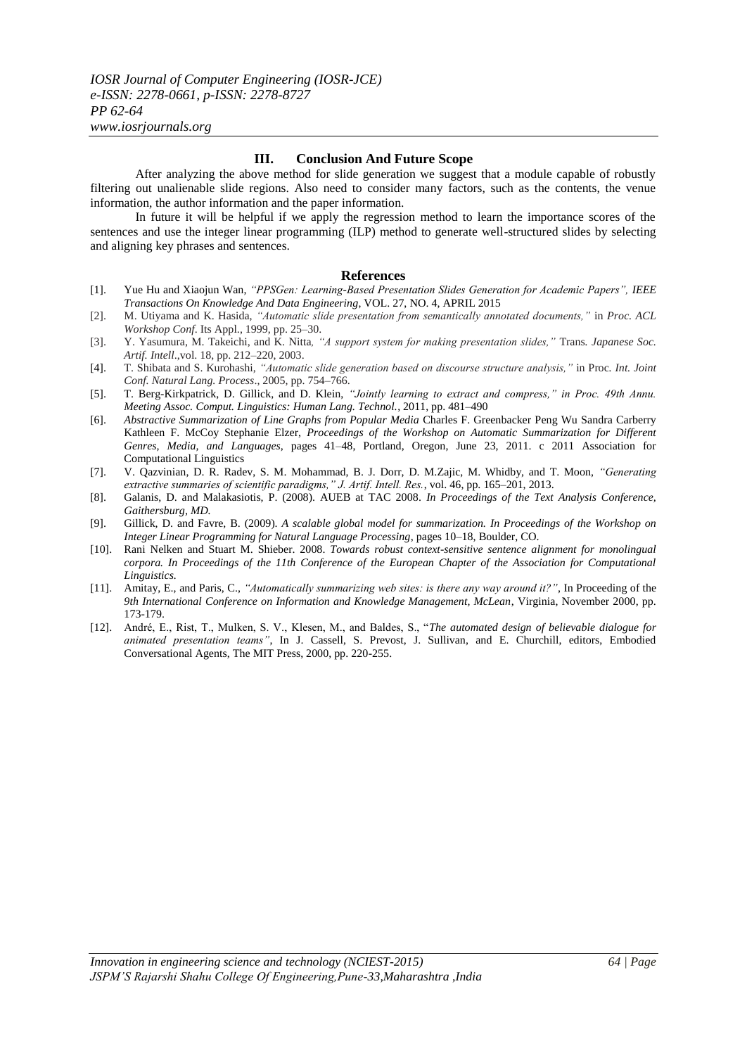## III. Conclusion And Future Scope

After analyzing the above method for slide generation we suggest that a module capable of robustly filtering out unalienable slide regions. Also need to consider many factors, such as the contents, the venue information, the author information and the paper information.

In future it will be helpful if we apply the regression method to learn the importance scores of the sentences and use the integer linear programming (ILP) method to generate well-structured slides by selecting and aligning key phrases and sentences.

## References

[1]. Yue Hu and Xiaojun Wan, *"PPSGen: Learning-Based Presentation Slides Generation for Academic Papers", IEEE Transactions On Knowledge And Data Engineering*, VOL. 27, NO. 4, APRIL 2015

[2]. M. Utiyama and K. Hasida, *"Automatic slide presentation from semantically annotated documents,"* in *Proc. ACL Workshop Conf*. Its Appl., 1999, pp. 25–30.

[3]. Y. Yasumura, M. Takeichi, and K. Nitta, *"A support system for making presentation slides,"* Trans. *Japanese Soc. Artif. Intell*.,vol. 18, pp. 212–220, 2003.

[4]. T. Shibata and S. Kurohashi, *"Automatic slide generation based on discourse structure analysis,"* in Proc. *Int. Joint Conf. Natural Lang. Process*., 2005, pp. 754–766.

[5]. T. Berg-Kirkpatrick, D. Gillick, and D. Klein, *"Jointly learning to extract and compress," in Proc. 49th Annu. Meeting Assoc. Comput. Linguistics: Human Lang. Technol.*, 2011, pp. 481–490

[6]. *Abstractive Summarization of Line Graphs from Popular Media* Charles F. Greenbacker Peng Wu Sandra Carberry Kathleen F. McCoy Stephanie Elzer, *Proceedings of the Workshop on Automatic Summarization for Different Genres, Media, and Languages*, pages 41–48, Portland, Oregon, June 23, 2011. c 2011 Association for Computational Linguistics

[7]. V. Qazvinian, D. R. Radev, S. M. Mohammad, B. J. Dorr, D. M.Zajic, M. Whidby, and T. Moon, *"Generating extractive summaries of scientific paradigms," J. Artif. Intell. Res.*, vol. 46, pp. 165–201, 2013.

[8]. Galanis, D. and Malakasiotis, P. (2008). AUEB at TAC 2008. *In Proceedings of the Text Analysis Conference, Gaithersburg, MD.*

[9]. Gillick, D. and Favre, B. (2009). *A scalable global model for summarization. In Proceedings of the Workshop on Integer Linear Programming for Natural Language Processing*, pages 10–18, Boulder, CO.

[10]. Rani Nelken and Stuart M. Shieber. 2008. *Towards robust context-sensitive sentence alignment for monolingual corpora. In Proceedings of the 11th Conference of the European Chapter of the Association for Computational Linguistics.*

[11]. Amitay, E., and Paris, C., *"Automatically summarizing web sites: is there any way around it?"*, In Proceeding of the *9th International Conference on Information and Knowledge Management, McLean*, Virginia, November 2000, pp. 173-179.

[12]. André, E., Rist, T., Mulken, S. V., Klesen, M., and Baldes, S., "*The automated design of believable dialogue for animated presentation teams"*, In J. Cassell, S. Prevost, J. Sullivan, and E. Churchill, editors, Embodied Conversational Agents, The MIT Press, 2000, pp. 220-255.